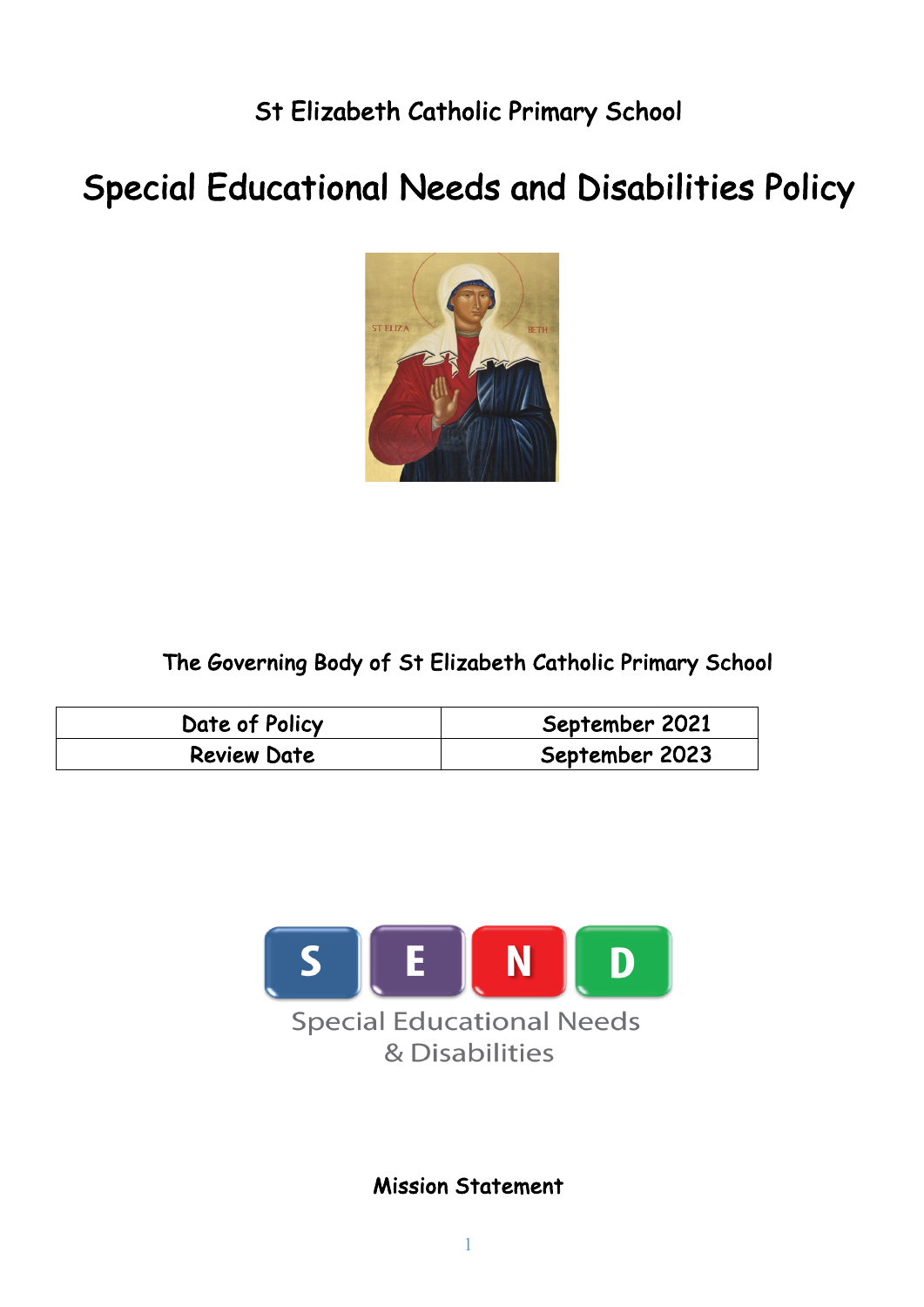St Elizabeth Catholic Primary School

# Special Educational Needs and Disabilities Policy

The Governing Body of St Elizabeth Catholic Primary School

| Date of Policy | September 2021 |
| --- | --- |
| Review Date | September 2023 |

S E N D

Special Educational Needs & Disabilities

**Mission Statement**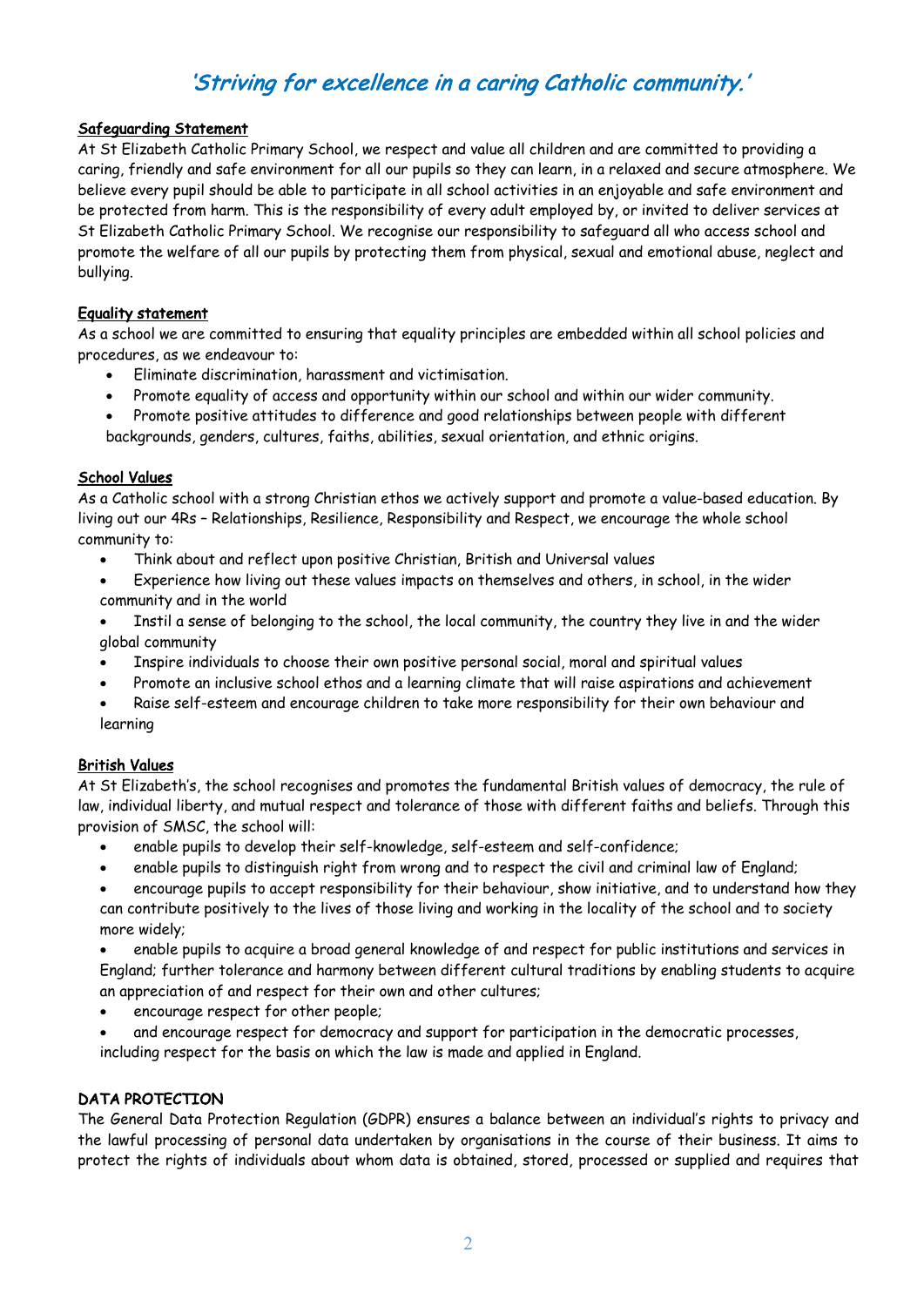*'Striving for excellence in a caring Catholic community.'*

## Safeguarding Statement

At St Elizabeth Catholic Primary School, we respect and value all children and are committed to providing a caring, friendly and safe environment for all our pupils so they can learn, in a relaxed and secure atmosphere. We believe every pupil should be able to participate in all school activities in an enjoyable and safe environment and be protected from harm. This is the responsibility of every adult employed by, or invited to deliver services at St Elizabeth Catholic Primary School. We recognise our responsibility to safeguard all who access school and promote the welfare of all our pupils by protecting them from physical, sexual and emotional abuse, neglect and bullying.

## Equality statement

As a school we are committed to ensuring that equality principles are embedded within all school policies and procedures, as we endeavour to:

- Eliminate discrimination, harassment and victimisation.
- Promote equality of access and opportunity within our school and within our wider community.
- Promote positive attitudes to difference and good relationships between people with different backgrounds, genders, cultures, faiths, abilities, sexual orientation, and ethnic origins.

## School Values

As a Catholic school with a strong Christian ethos we actively support and promote a value-based education. By living out our 4Rs – Relationships, Resilience, Responsibility and Respect, we encourage the whole school community to:

- Think about and reflect upon positive Christian, British and Universal values
- Experience how living out these values impacts on themselves and others, in school, in the wider community and in the world
- Instil a sense of belonging to the school, the local community, the country they live in and the wider global community
- Inspire individuals to choose their own positive personal social, moral and spiritual values
- Promote an inclusive school ethos and a learning climate that will raise aspirations and achievement
- Raise self-esteem and encourage children to take more responsibility for their own behaviour and learning

## British Values

At St Elizabeth's, the school recognises and promotes the fundamental British values of democracy, the rule of law, individual liberty, and mutual respect and tolerance of those with different faiths and beliefs. Through this provision of SMSC, the school will:

- enable pupils to develop their self-knowledge, self-esteem and self-confidence;
- enable pupils to distinguish right from wrong and to respect the civil and criminal law of England;
- encourage pupils to accept responsibility for their behaviour, show initiative, and to understand how they can contribute positively to the lives of those living and working in the locality of the school and to society more widely;
- enable pupils to acquire a broad general knowledge of and respect for public institutions and services in England; further tolerance and harmony between different cultural traditions by enabling students to acquire an appreciation of and respect for their own and other cultures;
- encourage respect for other people;
- and encourage respect for democracy and support for participation in the democratic processes, including respect for the basis on which the law is made and applied in England.

## DATA PROTECTION

The General Data Protection Regulation (GDPR) ensures a balance between an individual's rights to privacy and the lawful processing of personal data undertaken by organisations in the course of their business. It aims to protect the rights of individuals about whom data is obtained, stored, processed or supplied and requires that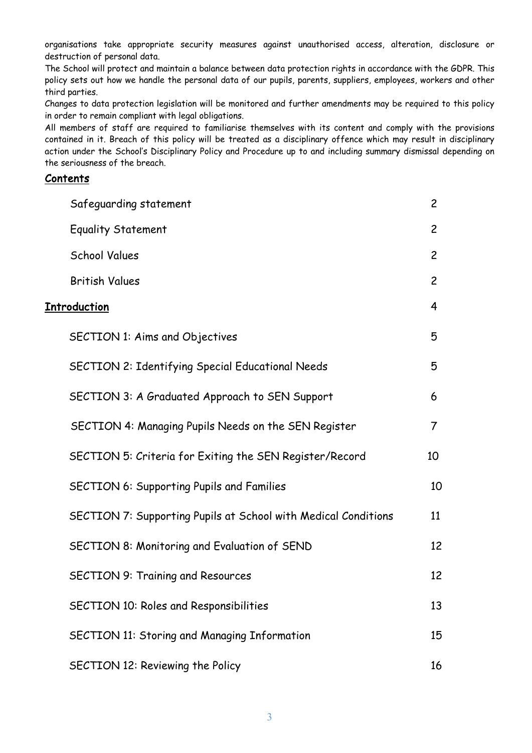organisations take appropriate security measures against unauthorised access, alteration, disclosure or destruction of personal data.

The School will protect and maintain a balance between data protection rights in accordance with the GDPR. This policy sets out how we handle the personal data of our pupils, parents, suppliers, employees, workers and other third parties.

Changes to data protection legislation will be monitored and further amendments may be required to this policy in order to remain compliant with legal obligations.

All members of staff are required to familiarise themselves with its content and comply with the provisions contained in it. Breach of this policy will be treated as a disciplinary offence which may result in disciplinary action under the School's Disciplinary Policy and Procedure up to and including summary dismissal depending on the seriousness of the breach.

## Contents

| | |
|---|---|
| Safeguarding statement | 2 |
| Equality Statement | 2 |
| School Values | 2 |
| British Values | 2 |
| **Introduction** | 4 |
| SECTION 1: Aims and Objectives | 5 |
| SECTION 2: Identifying Special Educational Needs | 5 |
| SECTION 3: A Graduated Approach to SEN Support | 6 |
| SECTION 4: Managing Pupils Needs on the SEN Register | 7 |
| SECTION 5: Criteria for Exiting the SEN Register/Record | 10 |
| SECTION 6: Supporting Pupils and Families | 10 |
| SECTION 7: Supporting Pupils at School with Medical Conditions | 11 |
| SECTION 8: Monitoring and Evaluation of SEND | 12 |
| SECTION 9: Training and Resources | 12 |
| SECTION 10: Roles and Responsibilities | 13 |
| SECTION 11: Storing and Managing Information | 15 |
| SECTION 12: Reviewing the Policy | 16 |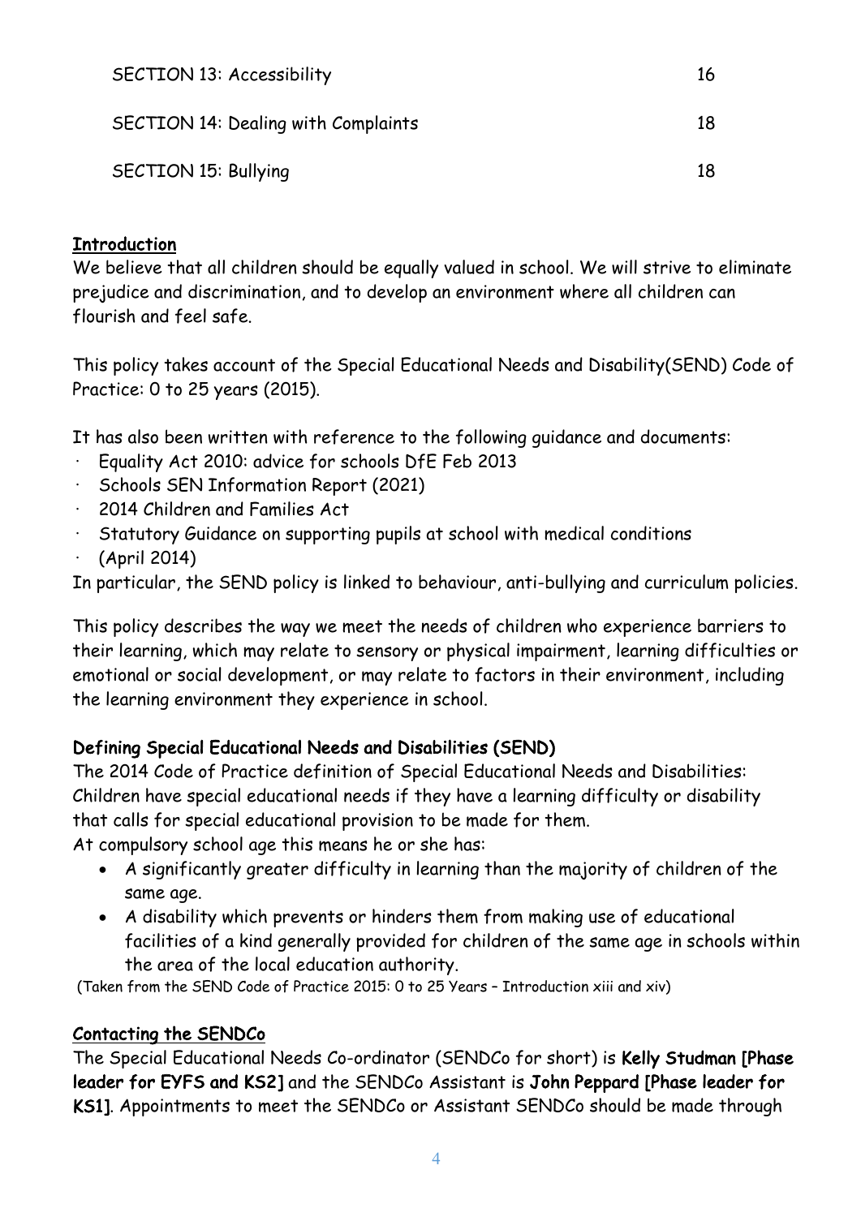| SECTION 13: Accessibility | 16 |
|---|---|
| SECTION 14: Dealing with Complaints | 18 |
| SECTION 15: Bullying | 18 |

## Introduction

We believe that all children should be equally valued in school. We will strive to eliminate prejudice and discrimination, and to develop an environment where all children can flourish and feel safe.

This policy takes account of the Special Educational Needs and Disability(SEND) Code of Practice: 0 to 25 years (2015).

It has also been written with reference to the following guidance and documents:

- Equality Act 2010: advice for schools DfE Feb 2013
- Schools SEN Information Report (2021)
- 2014 Children and Families Act
- Statutory Guidance on supporting pupils at school with medical conditions
- (April 2014)

In particular, the SEND policy is linked to behaviour, anti-bullying and curriculum policies.

This policy describes the way we meet the needs of children who experience barriers to their learning, which may relate to sensory or physical impairment, learning difficulties or emotional or social development, or may relate to factors in their environment, including the learning environment they experience in school.

### Defining Special Educational Needs and Disabilities (SEND)

The 2014 Code of Practice definition of Special Educational Needs and Disabilities: Children have special educational needs if they have a learning difficulty or disability that calls for special educational provision to be made for them.

At compulsory school age this means he or she has:

- A significantly greater difficulty in learning than the majority of children of the same age.
- A disability which prevents or hinders them from making use of educational facilities of a kind generally provided for children of the same age in schools within the area of the local education authority.

(Taken from the SEND Code of Practice 2015: 0 to 25 Years – Introduction xiii and xiv)

## Contacting the SENDCo

The Special Educational Needs Co-ordinator (SENDCo for short) is **Kelly Studman [Phase leader for EYFS and KS2]** and the SENDCo Assistant is **John Peppard [Phase leader for KS1]**. Appointments to meet the SENDCo or Assistant SENDCo should be made through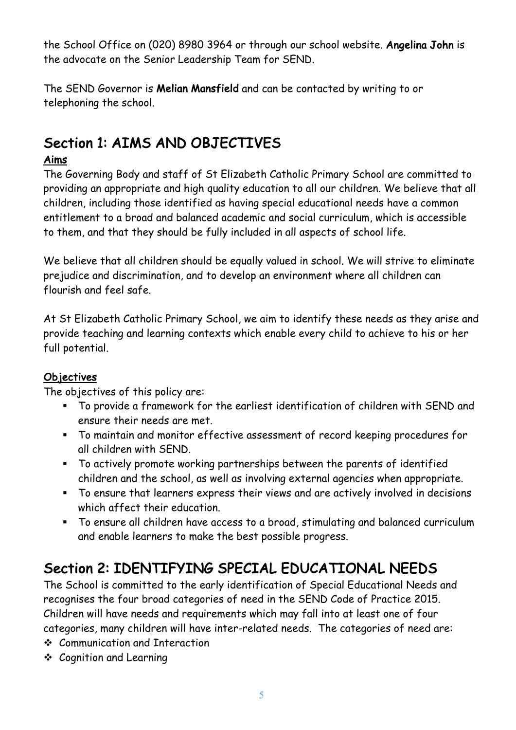the School Office on (020) 8980 3964 or through our school website. **Angelina John** is the advocate on the Senior Leadership Team for SEND.

The SEND Governor is **Melian Mansfield** and can be contacted by writing to or telephoning the school.

## Section 1: AIMS AND OBJECTIVES

**Aims**

The Governing Body and staff of St Elizabeth Catholic Primary School are committed to providing an appropriate and high quality education to all our children. We believe that all children, including those identified as having special educational needs have a common entitlement to a broad and balanced academic and social curriculum, which is accessible to them, and that they should be fully included in all aspects of school life.

We believe that all children should be equally valued in school. We will strive to eliminate prejudice and discrimination, and to develop an environment where all children can flourish and feel safe.

At St Elizabeth Catholic Primary School, we aim to identify these needs as they arise and provide teaching and learning contexts which enable every child to achieve to his or her full potential.

**Objectives**

The objectives of this policy are:

- To provide a framework for the earliest identification of children with SEND and ensure their needs are met.
- To maintain and monitor effective assessment of record keeping procedures for all children with SEND.
- To actively promote working partnerships between the parents of identified children and the school, as well as involving external agencies when appropriate.
- To ensure that learners express their views and are actively involved in decisions which affect their education.
- To ensure all children have access to a broad, stimulating and balanced curriculum and enable learners to make the best possible progress.

## Section 2: IDENTIFYING SPECIAL EDUCATIONAL NEEDS

The School is committed to the early identification of Special Educational Needs and recognises the four broad categories of need in the SEND Code of Practice 2015. Children will have needs and requirements which may fall into at least one of four categories, many children will have inter-related needs. The categories of need are:

- Communication and Interaction
- Cognition and Learning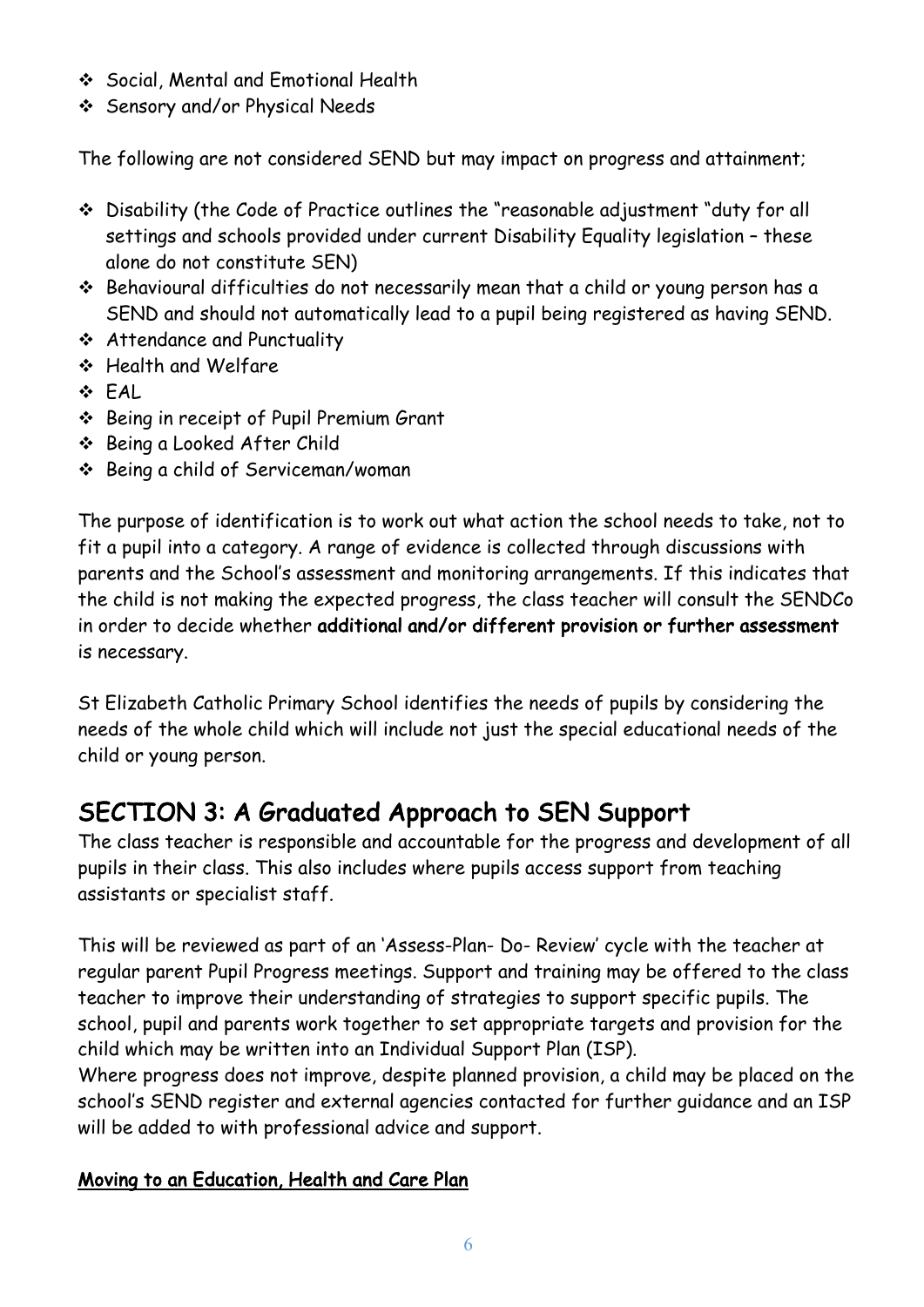- Social, Mental and Emotional Health
- Sensory and/or Physical Needs

The following are not considered SEND but may impact on progress and attainment;

- Disability (the Code of Practice outlines the "reasonable adjustment "duty for all settings and schools provided under current Disability Equality legislation – these alone do not constitute SEN)
- Behavioural difficulties do not necessarily mean that a child or young person has a SEND and should not automatically lead to a pupil being registered as having SEND.
- Attendance and Punctuality
- Health and Welfare
- EAL
- Being in receipt of Pupil Premium Grant
- Being a Looked After Child
- Being a child of Serviceman/woman

The purpose of identification is to work out what action the school needs to take, not to fit a pupil into a category. A range of evidence is collected through discussions with parents and the School's assessment and monitoring arrangements. If this indicates that the child is not making the expected progress, the class teacher will consult the SENDCo in order to decide whether **additional and/or different provision or further assessment** is necessary.

St Elizabeth Catholic Primary School identifies the needs of pupils by considering the needs of the whole child which will include not just the special educational needs of the child or young person.

## SECTION 3: A Graduated Approach to SEN Support

The class teacher is responsible and accountable for the progress and development of all pupils in their class. This also includes where pupils access support from teaching assistants or specialist staff.

This will be reviewed as part of an 'Assess-Plan- Do- Review' cycle with the teacher at regular parent Pupil Progress meetings. Support and training may be offered to the class teacher to improve their understanding of strategies to support specific pupils. The school, pupil and parents work together to set appropriate targets and provision for the child which may be written into an Individual Support Plan (ISP).
Where progress does not improve, despite planned provision, a child may be placed on the school's SEND register and external agencies contacted for further guidance and an ISP will be added to with professional advice and support.

**<u>Moving to an Education, Health and Care Plan</u>**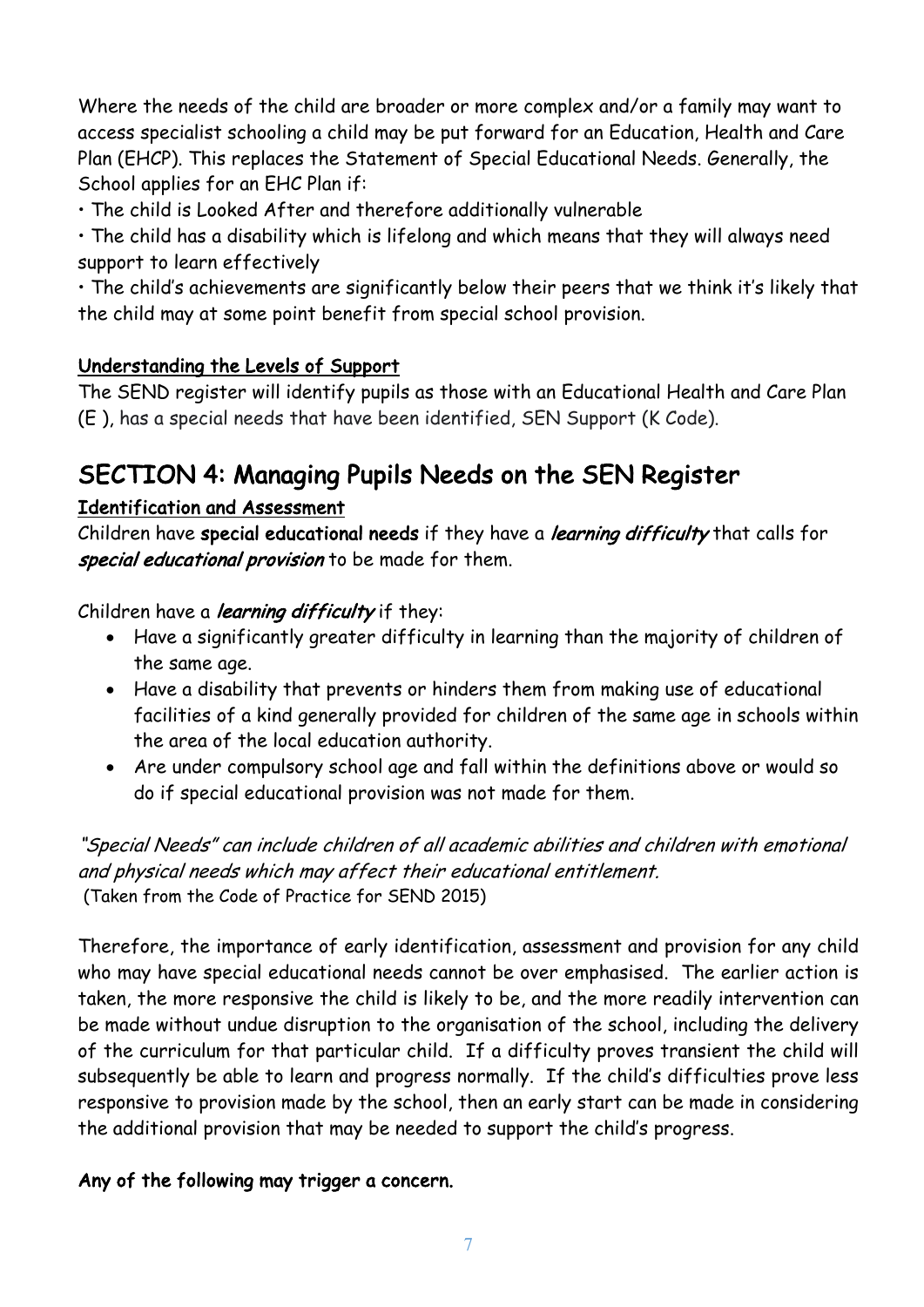Where the needs of the child are broader or more complex and/or a family may want to access specialist schooling a child may be put forward for an Education, Health and Care Plan (EHCP). This replaces the Statement of Special Educational Needs. Generally, the School applies for an EHC Plan if:

• The child is Looked After and therefore additionally vulnerable

• The child has a disability which is lifelong and which means that they will always need support to learn effectively

• The child's achievements are significantly below their peers that we think it's likely that the child may at some point benefit from special school provision.

### Understanding the Levels of Support

The SEND register will identify pupils as those with an Educational Health and Care Plan (E ), has a special needs that have been identified, SEN Support (K Code).

## SECTION 4: Managing Pupils Needs on the SEN Register

### Identification and Assessment

Children have **special educational needs** if they have a ***learning difficulty*** that calls for ***special educational provision*** to be made for them.

Children have a ***learning difficulty*** if they:

- Have a significantly greater difficulty in learning than the majority of children of the same age.
- Have a disability that prevents or hinders them from making use of educational facilities of a kind generally provided for children of the same age in schools within the area of the local education authority.
- Are under compulsory school age and fall within the definitions above or would so do if special educational provision was not made for them.

*"Special Needs" can include children of all academic abilities and children with emotional and physical needs which may affect their educational entitlement.*
(Taken from the Code of Practice for SEND 2015)

Therefore, the importance of early identification, assessment and provision for any child who may have special educational needs cannot be over emphasised. The earlier action is taken, the more responsive the child is likely to be, and the more readily intervention can be made without undue disruption to the organisation of the school, including the delivery of the curriculum for that particular child. If a difficulty proves transient the child will subsequently be able to learn and progress normally. If the child's difficulties prove less responsive to provision made by the school, then an early start can be made in considering the additional provision that may be needed to support the child's progress.

**Any of the following may trigger a concern.**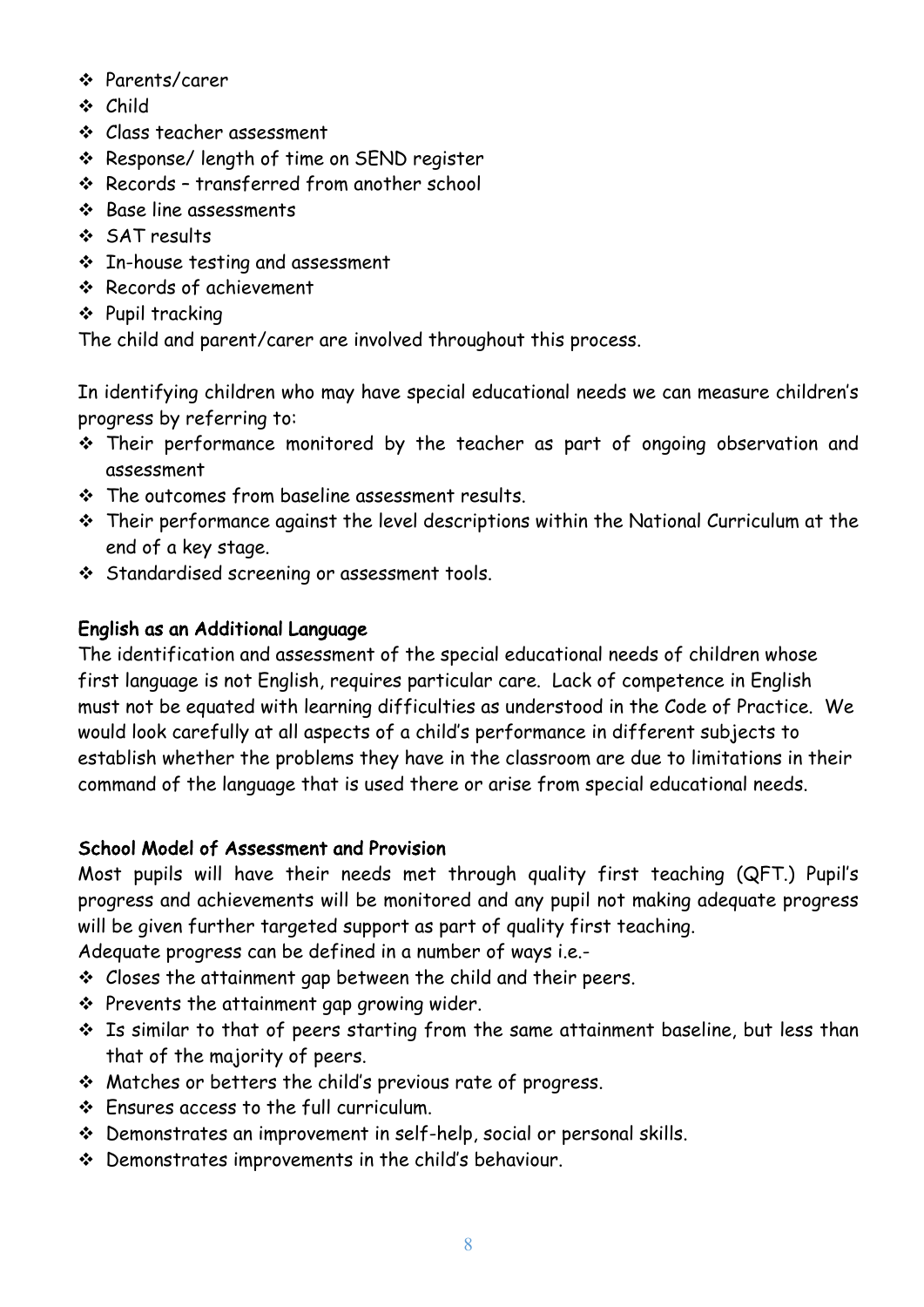- Parents/carer
- Child
- Class teacher assessment
- Response/ length of time on SEND register
- Records – transferred from another school
- Base line assessments
- SAT results
- In-house testing and assessment
- Records of achievement
- Pupil tracking

The child and parent/carer are involved throughout this process.

In identifying children who may have special educational needs we can measure children's progress by referring to:

- Their performance monitored by the teacher as part of ongoing observation and assessment
- The outcomes from baseline assessment results.
- Their performance against the level descriptions within the National Curriculum at the end of a key stage.
- Standardised screening or assessment tools.

**English as an Additional Language**

The identification and assessment of the special educational needs of children whose first language is not English, requires particular care. Lack of competence in English must not be equated with learning difficulties as understood in the Code of Practice. We would look carefully at all aspects of a child's performance in different subjects to establish whether the problems they have in the classroom are due to limitations in their command of the language that is used there or arise from special educational needs.

**School Model of Assessment and Provision**

Most pupils will have their needs met through quality first teaching (QFT.) Pupil's progress and achievements will be monitored and any pupil not making adequate progress will be given further targeted support as part of quality first teaching.

Adequate progress can be defined in a number of ways i.e.-

- Closes the attainment gap between the child and their peers.
- Prevents the attainment gap growing wider.
- Is similar to that of peers starting from the same attainment baseline, but less than that of the majority of peers.
- Matches or betters the child's previous rate of progress.
- Ensures access to the full curriculum.
- Demonstrates an improvement in self-help, social or personal skills.
- Demonstrates improvements in the child's behaviour.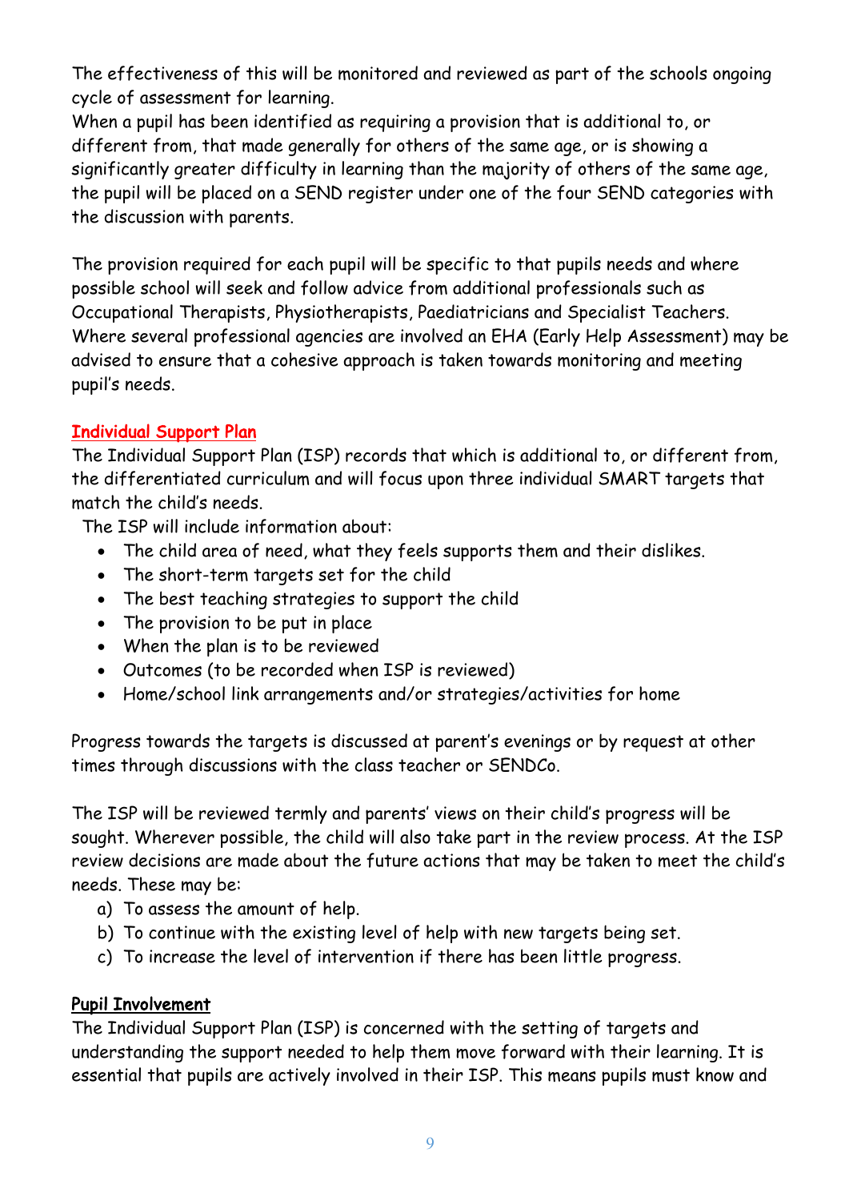The effectiveness of this will be monitored and reviewed as part of the schools ongoing cycle of assessment for learning.
When a pupil has been identified as requiring a provision that is additional to, or different from, that made generally for others of the same age, or is showing a significantly greater difficulty in learning than the majority of others of the same age, the pupil will be placed on a SEND register under one of the four SEND categories with the discussion with parents.

The provision required for each pupil will be specific to that pupils needs and where possible school will seek and follow advice from additional professionals such as Occupational Therapists, Physiotherapists, Paediatricians and Specialist Teachers. Where several professional agencies are involved an EHA (Early Help Assessment) may be advised to ensure that a cohesive approach is taken towards monitoring and meeting pupil's needs.

## Individual Support Plan

The Individual Support Plan (ISP) records that which is additional to, or different from, the differentiated curriculum and will focus upon three individual SMART targets that match the child's needs.

The ISP will include information about:

- The child area of need, what they feels supports them and their dislikes.
- The short-term targets set for the child
- The best teaching strategies to support the child
- The provision to be put in place
- When the plan is to be reviewed
- Outcomes (to be recorded when ISP is reviewed)
- Home/school link arrangements and/or strategies/activities for home

Progress towards the targets is discussed at parent's evenings or by request at other times through discussions with the class teacher or SENDCo.

The ISP will be reviewed termly and parents' views on their child's progress will be sought. Wherever possible, the child will also take part in the review process. At the ISP review decisions are made about the future actions that may be taken to meet the child's needs. These may be:

a) To assess the amount of help.
b) To continue with the existing level of help with new targets being set.
c) To increase the level of intervention if there has been little progress.

## Pupil Involvement

The Individual Support Plan (ISP) is concerned with the setting of targets and understanding the support needed to help them move forward with their learning. It is essential that pupils are actively involved in their ISP. This means pupils must know and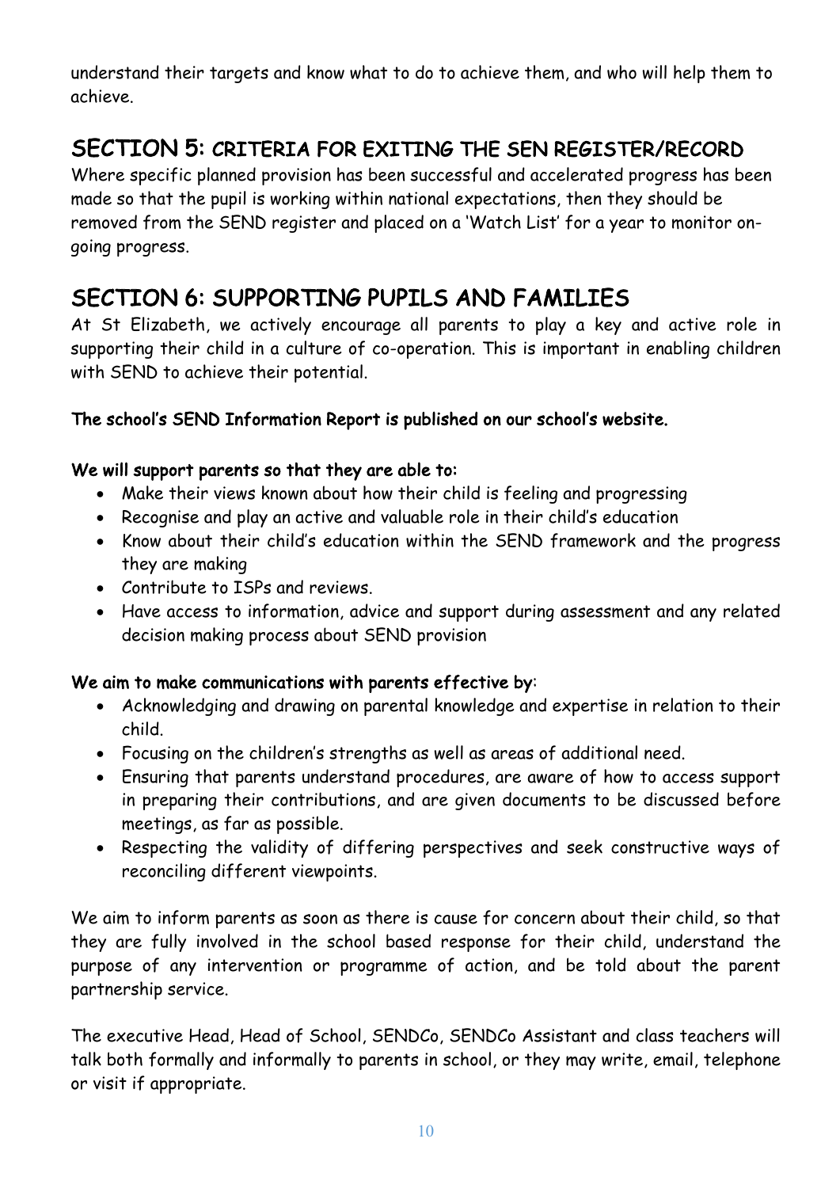understand their targets and know what to do to achieve them, and who will help them to achieve.

## SECTION 5: CRITERIA FOR EXITING THE SEN REGISTER/RECORD

Where specific planned provision has been successful and accelerated progress has been made so that the pupil is working within national expectations, then they should be removed from the SEND register and placed on a 'Watch List' for a year to monitor on-going progress.

## SECTION 6: SUPPORTING PUPILS AND FAMILIES

At St Elizabeth, we actively encourage all parents to play a key and active role in supporting their child in a culture of co-operation. This is important in enabling children with SEND to achieve their potential.

**The school's SEND Information Report is published on our school's website.**

**We will support parents so that they are able to:**

- Make their views known about how their child is feeling and progressing
- Recognise and play an active and valuable role in their child's education
- Know about their child's education within the SEND framework and the progress they are making
- Contribute to ISPs and reviews.
- Have access to information, advice and support during assessment and any related decision making process about SEND provision

**We aim to make communications with parents effective by**:

- Acknowledging and drawing on parental knowledge and expertise in relation to their child.
- Focusing on the children's strengths as well as areas of additional need.
- Ensuring that parents understand procedures, are aware of how to access support in preparing their contributions, and are given documents to be discussed before meetings, as far as possible.
- Respecting the validity of differing perspectives and seek constructive ways of reconciling different viewpoints.

We aim to inform parents as soon as there is cause for concern about their child, so that they are fully involved in the school based response for their child, understand the purpose of any intervention or programme of action, and be told about the parent partnership service.

The executive Head, Head of School, SENDCo, SENDCo Assistant and class teachers will talk both formally and informally to parents in school, or they may write, email, telephone or visit if appropriate.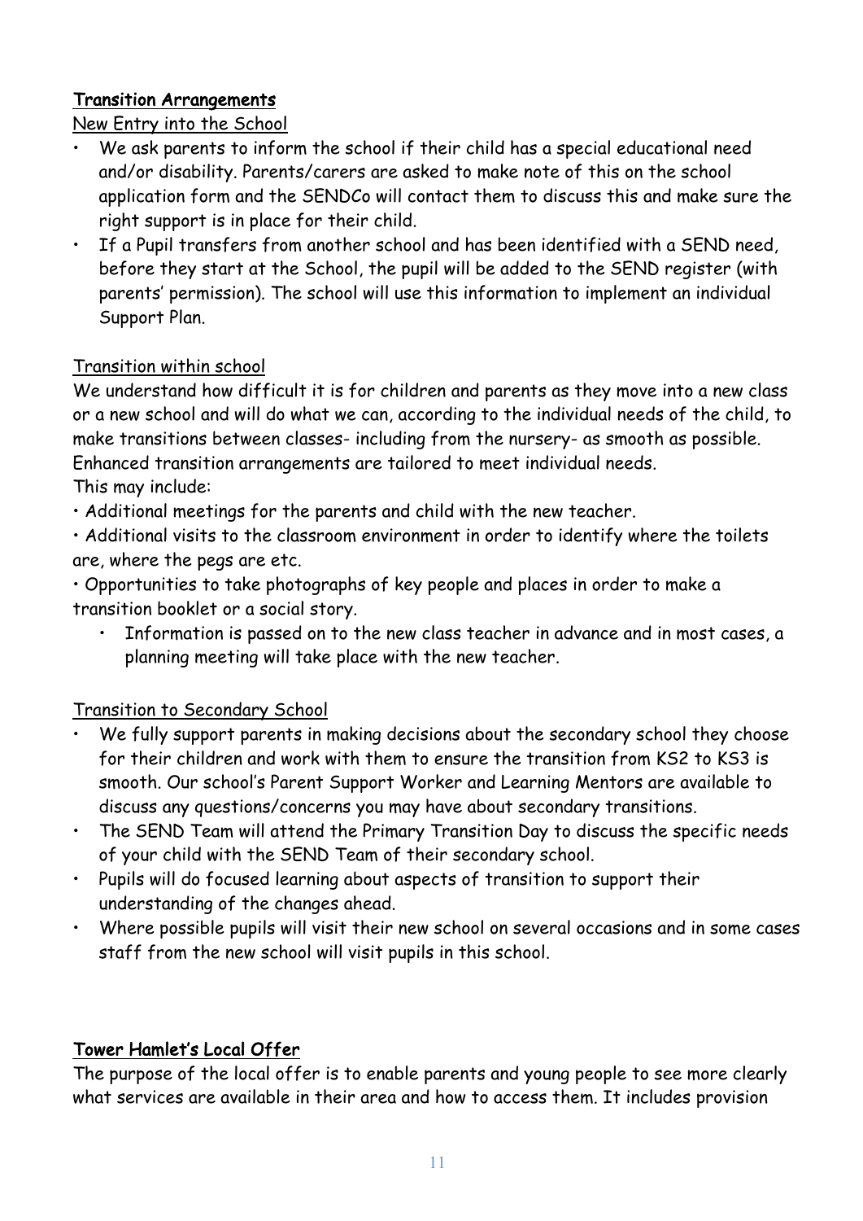## Transition Arrangements

### New Entry into the School

- We ask parents to inform the school if their child has a special educational need and/or disability. Parents/carers are asked to make note of this on the school application form and the SENDCo will contact them to discuss this and make sure the right support is in place for their child.
- If a Pupil transfers from another school and has been identified with a SEND need, before they start at the School, the pupil will be added to the SEND register (with parents' permission). The school will use this information to implement an individual Support Plan.

### Transition within school

We understand how difficult it is for children and parents as they move into a new class or a new school and will do what we can, according to the individual needs of the child, to make transitions between classes- including from the nursery- as smooth as possible. Enhanced transition arrangements are tailored to meet individual needs.
This may include:

- Additional meetings for the parents and child with the new teacher.
- Additional visits to the classroom environment in order to identify where the toilets are, where the pegs are etc.
- Opportunities to take photographs of key people and places in order to make a transition booklet or a social story.
  - Information is passed on to the new class teacher in advance and in most cases, a planning meeting will take place with the new teacher.

### Transition to Secondary School

- We fully support parents in making decisions about the secondary school they choose for their children and work with them to ensure the transition from KS2 to KS3 is smooth. Our school's Parent Support Worker and Learning Mentors are available to discuss any questions/concerns you may have about secondary transitions.
- The SEND Team will attend the Primary Transition Day to discuss the specific needs of your child with the SEND Team of their secondary school.
- Pupils will do focused learning about aspects of transition to support their understanding of the changes ahead.
- Where possible pupils will visit their new school on several occasions and in some cases staff from the new school will visit pupils in this school.

## Tower Hamlet's Local Offer

The purpose of the local offer is to enable parents and young people to see more clearly what services are available in their area and how to access them. It includes provision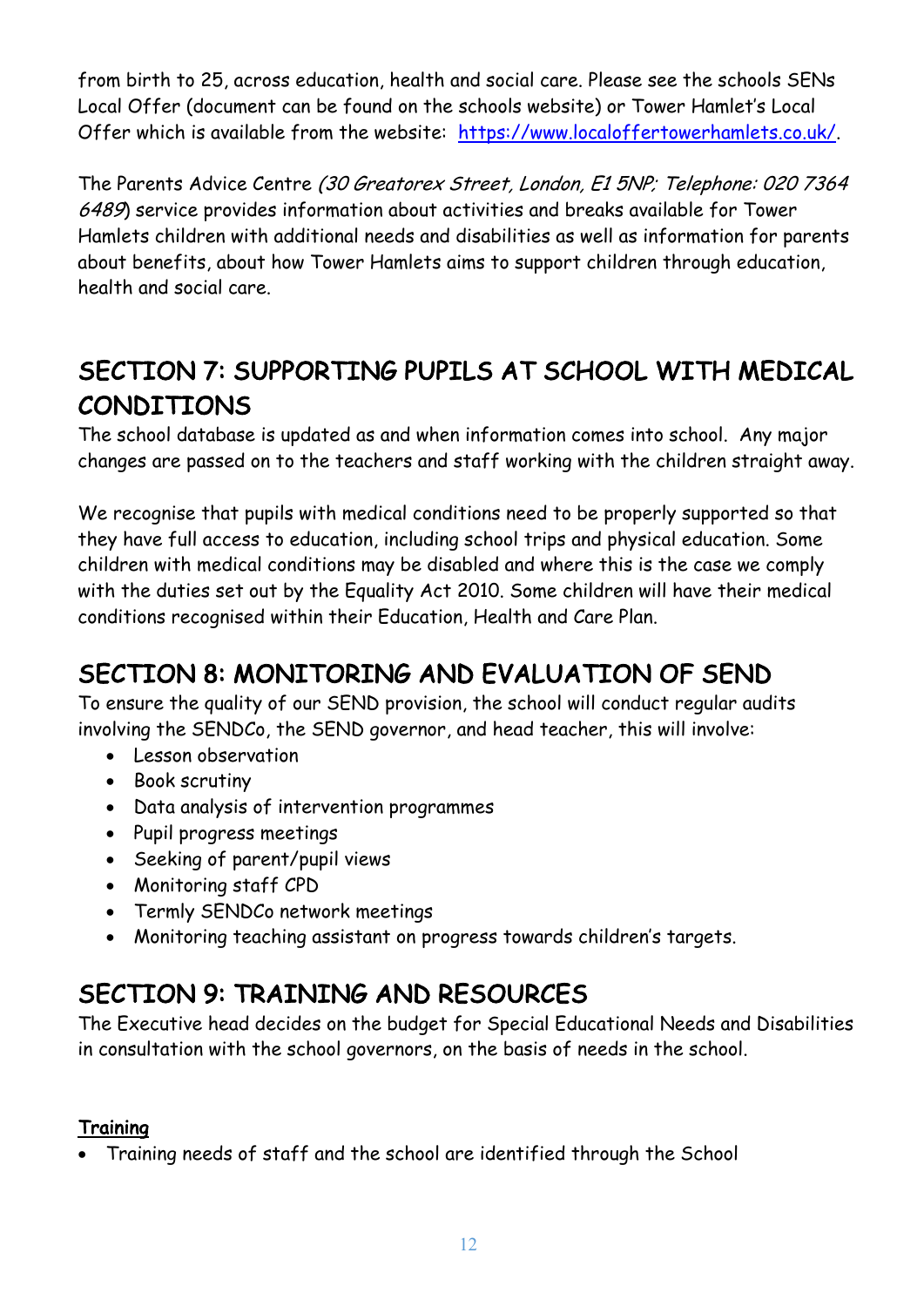from birth to 25, across education, health and social care. Please see the schools SENs Local Offer (document can be found on the schools website) or Tower Hamlet's Local Offer which is available from the website: [https://www.localoffertowerhamlets.co.uk/](https://www.localoffertowerhamlets.co.uk/).

The Parents Advice Centre *(30 Greatorex Street, London, E1 5NP; Telephone: 020 7364 6489*) service provides information about activities and breaks available for Tower Hamlets children with additional needs and disabilities as well as information for parents about benefits, about how Tower Hamlets aims to support children through education, health and social care.

## SECTION 7: SUPPORTING PUPILS AT SCHOOL WITH MEDICAL CONDITIONS

The school database is updated as and when information comes into school. Any major changes are passed on to the teachers and staff working with the children straight away.

We recognise that pupils with medical conditions need to be properly supported so that they have full access to education, including school trips and physical education. Some children with medical conditions may be disabled and where this is the case we comply with the duties set out by the Equality Act 2010. Some children will have their medical conditions recognised within their Education, Health and Care Plan.

## SECTION 8: MONITORING AND EVALUATION OF SEND

To ensure the quality of our SEND provision, the school will conduct regular audits involving the SENDCo, the SEND governor, and head teacher, this will involve:

- Lesson observation
- Book scrutiny
- Data analysis of intervention programmes
- Pupil progress meetings
- Seeking of parent/pupil views
- Monitoring staff CPD
- Termly SENDCo network meetings
- Monitoring teaching assistant on progress towards children's targets.

## SECTION 9: TRAINING AND RESOURCES

The Executive head decides on the budget for Special Educational Needs and Disabilities in consultation with the school governors, on the basis of needs in the school.

### Training

- Training needs of staff and the school are identified through the School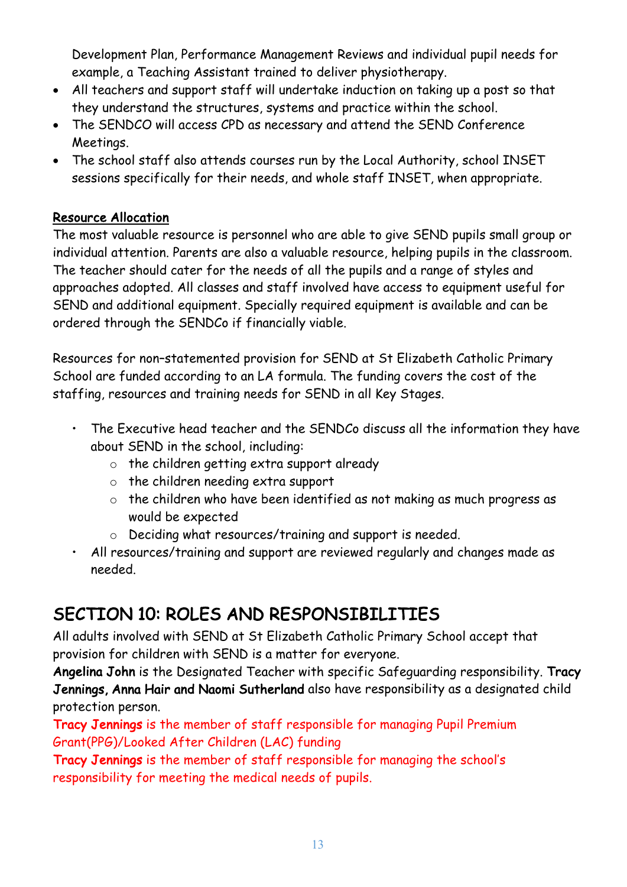Development Plan, Performance Management Reviews and individual pupil needs for example, a Teaching Assistant trained to deliver physiotherapy.

- All teachers and support staff will undertake induction on taking up a post so that they understand the structures, systems and practice within the school.
- The SENDCO will access CPD as necessary and attend the SEND Conference Meetings.
- The school staff also attends courses run by the Local Authority, school INSET sessions specifically for their needs, and whole staff INSET, when appropriate.

**Resource Allocation**

The most valuable resource is personnel who are able to give SEND pupils small group or individual attention. Parents are also a valuable resource, helping pupils in the classroom. The teacher should cater for the needs of all the pupils and a range of styles and approaches adopted. All classes and staff involved have access to equipment useful for SEND and additional equipment. Specially required equipment is available and can be ordered through the SENDCo if financially viable.

Resources for non-statemented provision for SEND at St Elizabeth Catholic Primary School are funded according to an LA formula. The funding covers the cost of the staffing, resources and training needs for SEND in all Key Stages.

- The Executive head teacher and the SENDCo discuss all the information they have about SEND in the school, including:
  - the children getting extra support already
  - the children needing extra support
  - the children who have been identified as not making as much progress as would be expected
  - Deciding what resources/training and support is needed.
- All resources/training and support are reviewed regularly and changes made as needed.

## SECTION 10: ROLES AND RESPONSIBILITIES

All adults involved with SEND at St Elizabeth Catholic Primary School accept that provision for children with SEND is a matter for everyone.

**Angelina John** is the Designated Teacher with specific Safeguarding responsibility. **Tracy Jennings, Anna Hair and Naomi Sutherland** also have responsibility as a designated child protection person.

**Tracy Jennings** is the member of staff responsible for managing Pupil Premium Grant(PPG)/Looked After Children (LAC) funding

**Tracy Jennings** is the member of staff responsible for managing the school's responsibility for meeting the medical needs of pupils.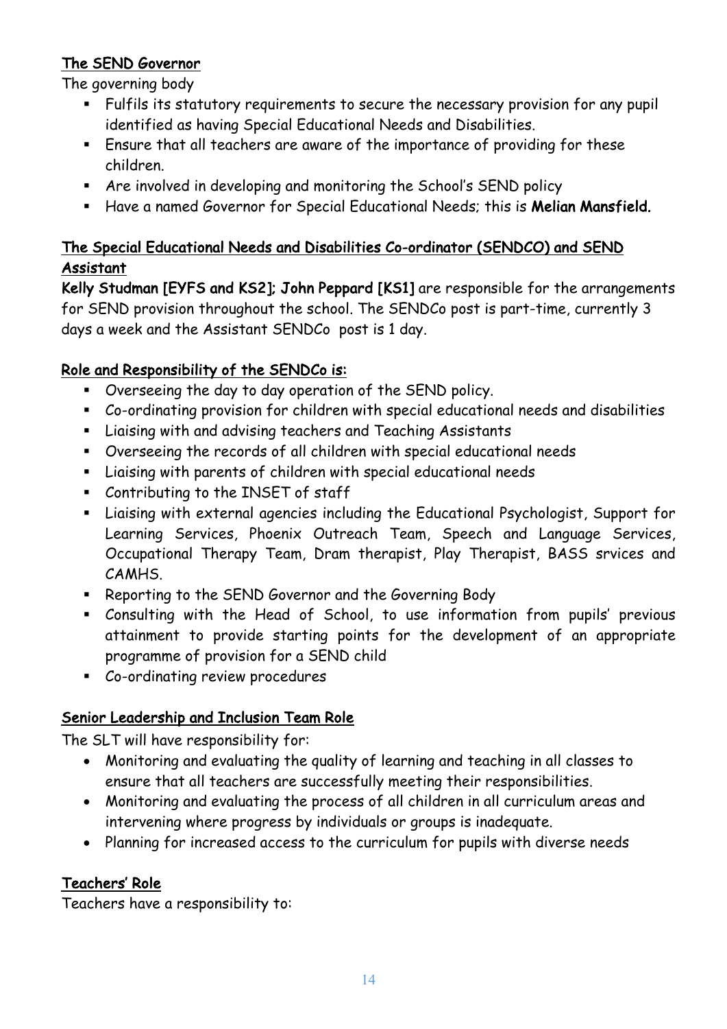## The SEND Governor

The governing body

- Fulfils its statutory requirements to secure the necessary provision for any pupil identified as having Special Educational Needs and Disabilities.
- Ensure that all teachers are aware of the importance of providing for these children.
- Are involved in developing and monitoring the School's SEND policy
- Have a named Governor for Special Educational Needs; this is **Melian Mansfield.**

## The Special Educational Needs and Disabilities Co-ordinator (SENDCO) and SEND Assistant

**Kelly Studman [EYFS and KS2]; John Peppard [KS1]** are responsible for the arrangements for SEND provision throughout the school. The SENDCo post is part-time, currently 3 days a week and the Assistant SENDCo post is 1 day.

## Role and Responsibility of the SENDCo is:

- Overseeing the day to day operation of the SEND policy.
- Co-ordinating provision for children with special educational needs and disabilities
- Liaising with and advising teachers and Teaching Assistants
- Overseeing the records of all children with special educational needs
- Liaising with parents of children with special educational needs
- Contributing to the INSET of staff
- Liaising with external agencies including the Educational Psychologist, Support for Learning Services, Phoenix Outreach Team, Speech and Language Services, Occupational Therapy Team, Dram therapist, Play Therapist, BASS srvices and CAMHS.
- Reporting to the SEND Governor and the Governing Body
- Consulting with the Head of School, to use information from pupils' previous attainment to provide starting points for the development of an appropriate programme of provision for a SEND child
- Co-ordinating review procedures

## Senior Leadership and Inclusion Team Role

The SLT will have responsibility for:

- Monitoring and evaluating the quality of learning and teaching in all classes to ensure that all teachers are successfully meeting their responsibilities.
- Monitoring and evaluating the process of all children in all curriculum areas and intervening where progress by individuals or groups is inadequate.
- Planning for increased access to the curriculum for pupils with diverse needs

## Teachers' Role

Teachers have a responsibility to: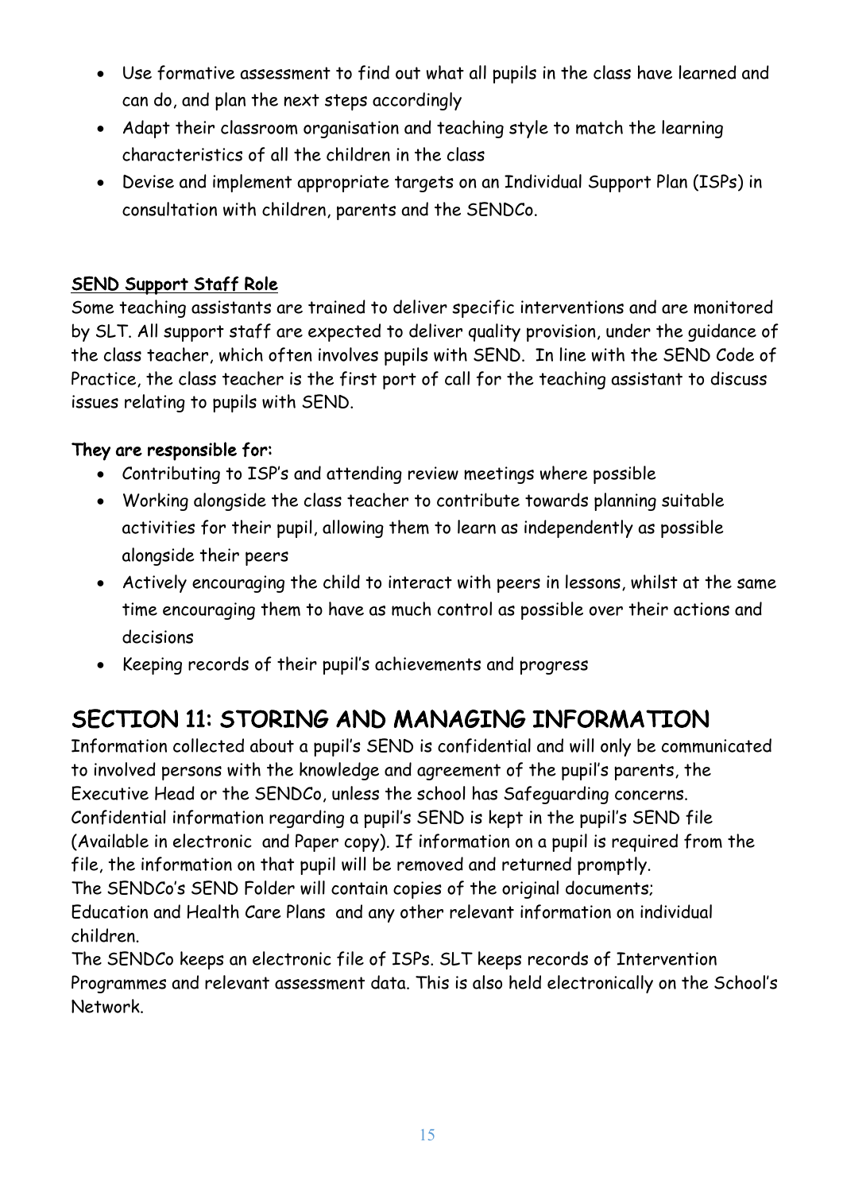- Use formative assessment to find out what all pupils in the class have learned and can do, and plan the next steps accordingly
- Adapt their classroom organisation and teaching style to match the learning characteristics of all the children in the class
- Devise and implement appropriate targets on an Individual Support Plan (ISPs) in consultation with children, parents and the SENDCo.

**SEND Support Staff Role**

Some teaching assistants are trained to deliver specific interventions and are monitored by SLT. All support staff are expected to deliver quality provision, under the guidance of the class teacher, which often involves pupils with SEND. In line with the SEND Code of Practice, the class teacher is the first port of call for the teaching assistant to discuss issues relating to pupils with SEND.

**They are responsible for:**

- Contributing to ISP's and attending review meetings where possible
- Working alongside the class teacher to contribute towards planning suitable activities for their pupil, allowing them to learn as independently as possible alongside their peers
- Actively encouraging the child to interact with peers in lessons, whilst at the same time encouraging them to have as much control as possible over their actions and decisions
- Keeping records of their pupil's achievements and progress

# SECTION 11: STORING AND MANAGING INFORMATION

Information collected about a pupil's SEND is confidential and will only be communicated to involved persons with the knowledge and agreement of the pupil's parents, the Executive Head or the SENDCo, unless the school has Safeguarding concerns.
Confidential information regarding a pupil's SEND is kept in the pupil's SEND file (Available in electronic and Paper copy). If information on a pupil is required from the file, the information on that pupil will be removed and returned promptly.
The SENDCo's SEND Folder will contain copies of the original documents; Education and Health Care Plans and any other relevant information on individual children.
The SENDCo keeps an electronic file of ISPs. SLT keeps records of Intervention Programmes and relevant assessment data. This is also held electronically on the School's Network.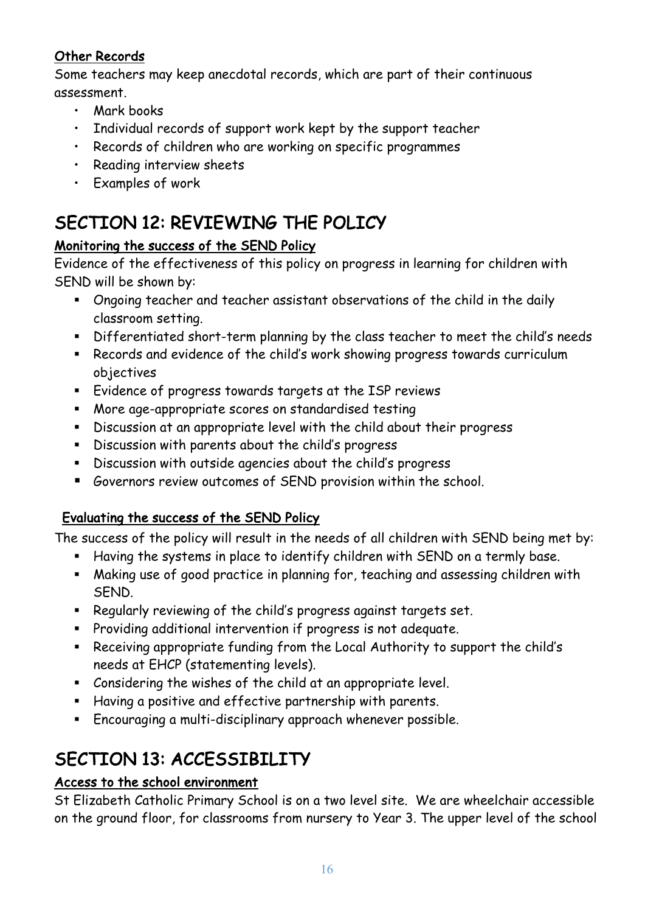**Other Records**

Some teachers may keep anecdotal records, which are part of their continuous assessment.

- Mark books
- Individual records of support work kept by the support teacher
- Records of children who are working on specific programmes
- Reading interview sheets
- Examples of work

# SECTION 12: REVIEWING THE POLICY

**Monitoring the success of the SEND Policy**

Evidence of the effectiveness of this policy on progress in learning for children with SEND will be shown by:

- Ongoing teacher and teacher assistant observations of the child in the daily classroom setting.
- Differentiated short-term planning by the class teacher to meet the child's needs
- Records and evidence of the child's work showing progress towards curriculum objectives
- Evidence of progress towards targets at the ISP reviews
- More age-appropriate scores on standardised testing
- Discussion at an appropriate level with the child about their progress
- Discussion with parents about the child's progress
- Discussion with outside agencies about the child's progress
- Governors review outcomes of SEND provision within the school.

**Evaluating the success of the SEND Policy**

The success of the policy will result in the needs of all children with SEND being met by:

- Having the systems in place to identify children with SEND on a termly base.
- Making use of good practice in planning for, teaching and assessing children with SEND.
- Regularly reviewing of the child's progress against targets set.
- Providing additional intervention if progress is not adequate.
- Receiving appropriate funding from the Local Authority to support the child's needs at EHCP (statementing levels).
- Considering the wishes of the child at an appropriate level.
- Having a positive and effective partnership with parents.
- Encouraging a multi-disciplinary approach whenever possible.

# SECTION 13: ACCESSIBILITY

**Access to the school environment**

St Elizabeth Catholic Primary School is on a two level site. We are wheelchair accessible on the ground floor, for classrooms from nursery to Year 3. The upper level of the school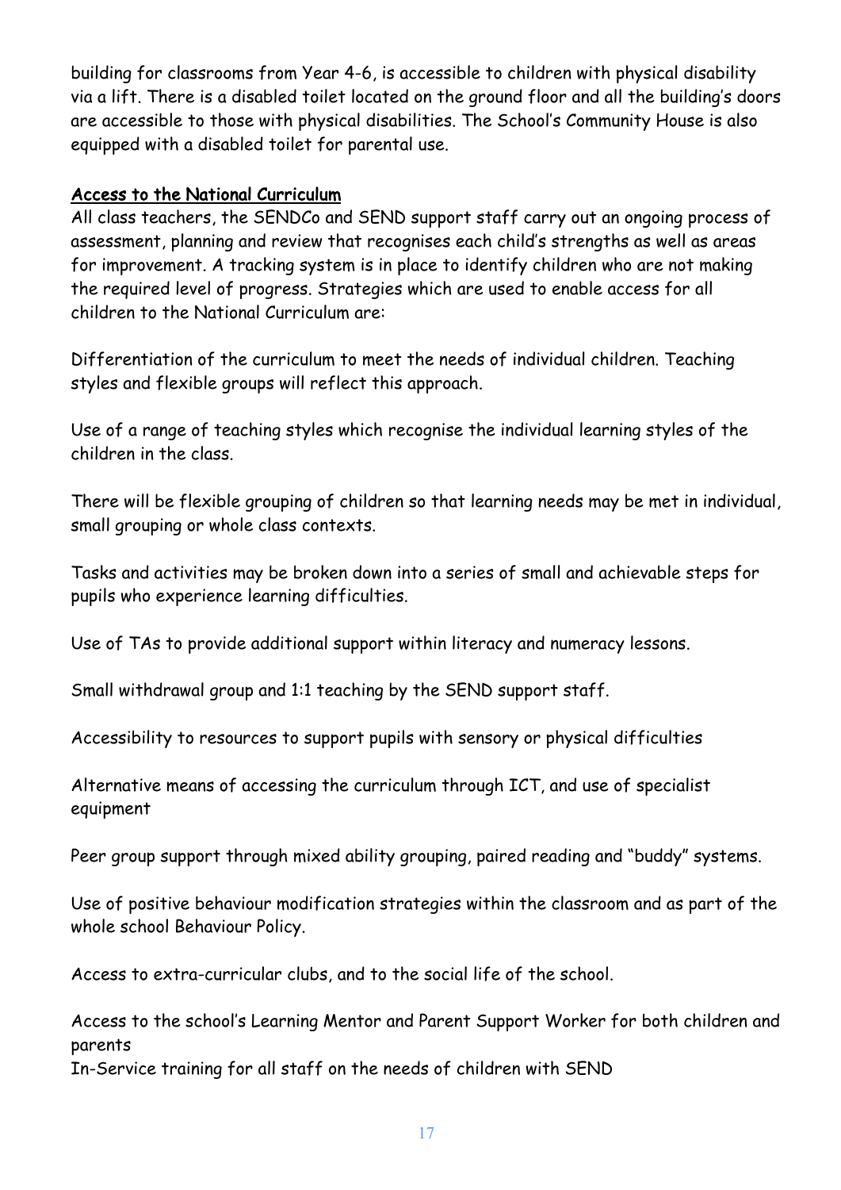building for classrooms from Year 4-6, is accessible to children with physical disability via a lift. There is a disabled toilet located on the ground floor and all the building's doors are accessible to those with physical disabilities. The School's Community House is also equipped with a disabled toilet for parental use.

## Access to the National Curriculum

All class teachers, the SENDCo and SEND support staff carry out an ongoing process of assessment, planning and review that recognises each child's strengths as well as areas for improvement. A tracking system is in place to identify children who are not making the required level of progress. Strategies which are used to enable access for all children to the National Curriculum are:

Differentiation of the curriculum to meet the needs of individual children. Teaching styles and flexible groups will reflect this approach.

Use of a range of teaching styles which recognise the individual learning styles of the children in the class.

There will be flexible grouping of children so that learning needs may be met in individual, small grouping or whole class contexts.

Tasks and activities may be broken down into a series of small and achievable steps for pupils who experience learning difficulties.

Use of TAs to provide additional support within literacy and numeracy lessons.

Small withdrawal group and 1:1 teaching by the SEND support staff.

Accessibility to resources to support pupils with sensory or physical difficulties

Alternative means of accessing the curriculum through ICT, and use of specialist equipment

Peer group support through mixed ability grouping, paired reading and "buddy" systems.

Use of positive behaviour modification strategies within the classroom and as part of the whole school Behaviour Policy.

Access to extra-curricular clubs, and to the social life of the school.

Access to the school's Learning Mentor and Parent Support Worker for both children and parents

In-Service training for all staff on the needs of children with SEND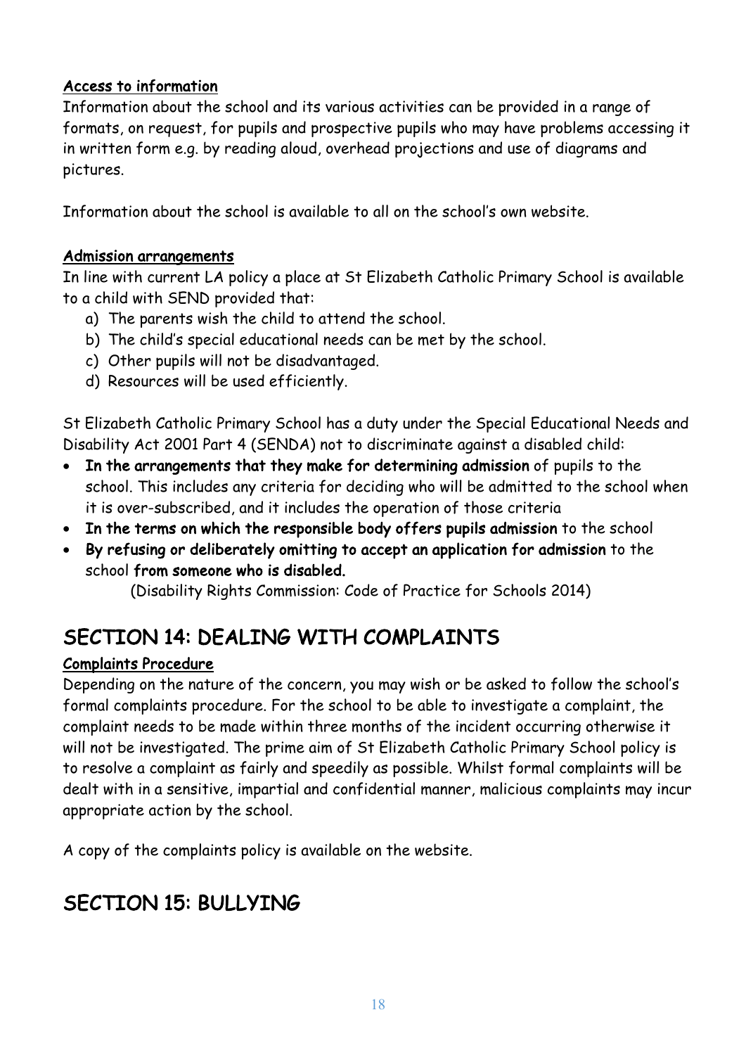**Access to information**

Information about the school and its various activities can be provided in a range of formats, on request, for pupils and prospective pupils who may have problems accessing it in written form e.g. by reading aloud, overhead projections and use of diagrams and pictures.

Information about the school is available to all on the school's own website.

**Admission arrangements**

In line with current LA policy a place at St Elizabeth Catholic Primary School is available to a child with SEND provided that:

a) The parents wish the child to attend the school.
b) The child's special educational needs can be met by the school.
c) Other pupils will not be disadvantaged.
d) Resources will be used efficiently.

St Elizabeth Catholic Primary School has a duty under the Special Educational Needs and Disability Act 2001 Part 4 (SENDA) not to discriminate against a disabled child:

- **In the arrangements that they make for determining admission** of pupils to the school. This includes any criteria for deciding who will be admitted to the school when it is over-subscribed, and it includes the operation of those criteria
- **In the terms on which the responsible body offers pupils admission** to the school
- **By refusing or deliberately omitting to accept an application for admission** to the school **from someone who is disabled.**

(Disability Rights Commission: Code of Practice for Schools 2014)

# SECTION 14: DEALING WITH COMPLAINTS

**Complaints Procedure**

Depending on the nature of the concern, you may wish or be asked to follow the school's formal complaints procedure. For the school to be able to investigate a complaint, the complaint needs to be made within three months of the incident occurring otherwise it will not be investigated. The prime aim of St Elizabeth Catholic Primary School policy is to resolve a complaint as fairly and speedily as possible. Whilst formal complaints will be dealt with in a sensitive, impartial and confidential manner, malicious complaints may incur appropriate action by the school.

A copy of the complaints policy is available on the website.

# SECTION 15: BULLYING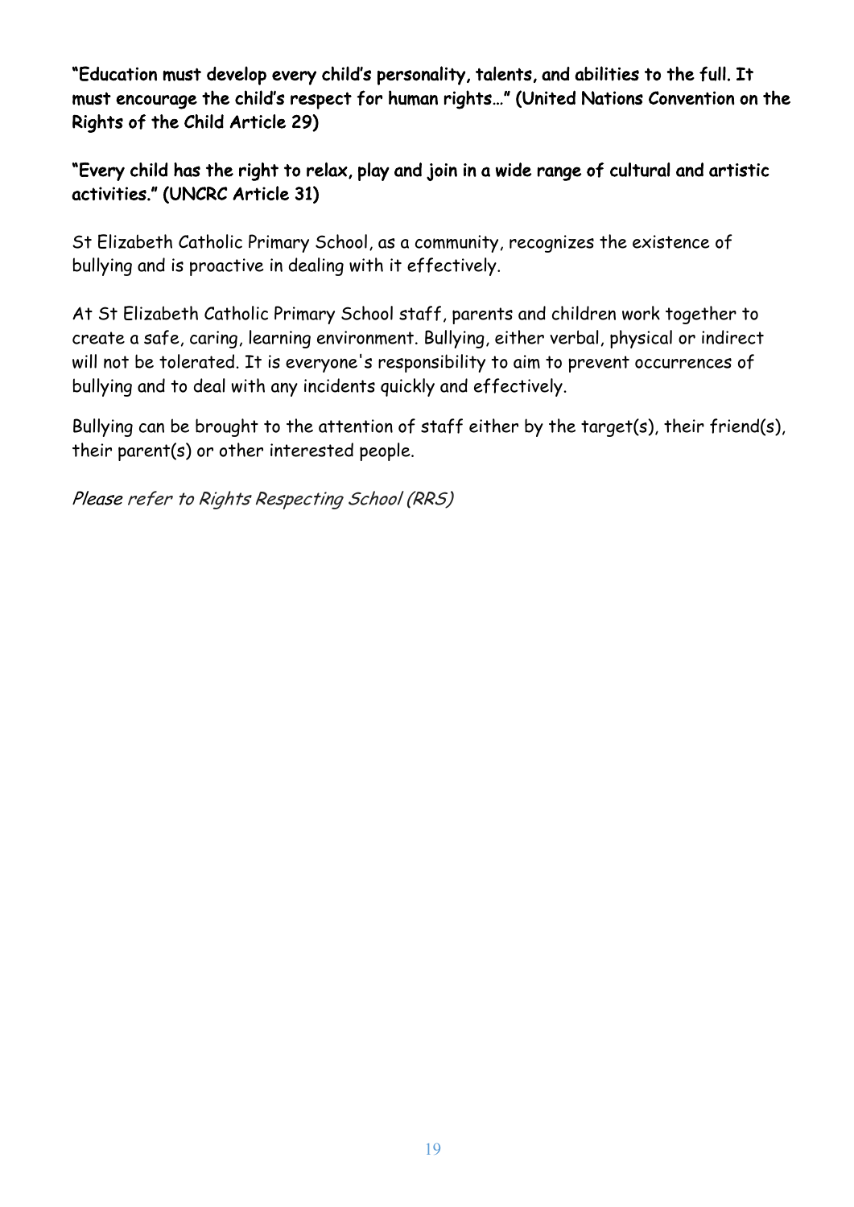**"Education must develop every child's personality, talents, and abilities to the full. It must encourage the child's respect for human rights…" (United Nations Convention on the Rights of the Child Article 29)**

**"Every child has the right to relax, play and join in a wide range of cultural and artistic activities." (UNCRC Article 31)**

St Elizabeth Catholic Primary School, as a community, recognizes the existence of bullying and is proactive in dealing with it effectively.

At St Elizabeth Catholic Primary School staff, parents and children work together to create a safe, caring, learning environment. Bullying, either verbal, physical or indirect will not be tolerated. It is everyone's responsibility to aim to prevent occurrences of bullying and to deal with any incidents quickly and effectively.

Bullying can be brought to the attention of staff either by the target(s), their friend(s), their parent(s) or other interested people.

*Please refer to Rights Respecting School (RRS)*